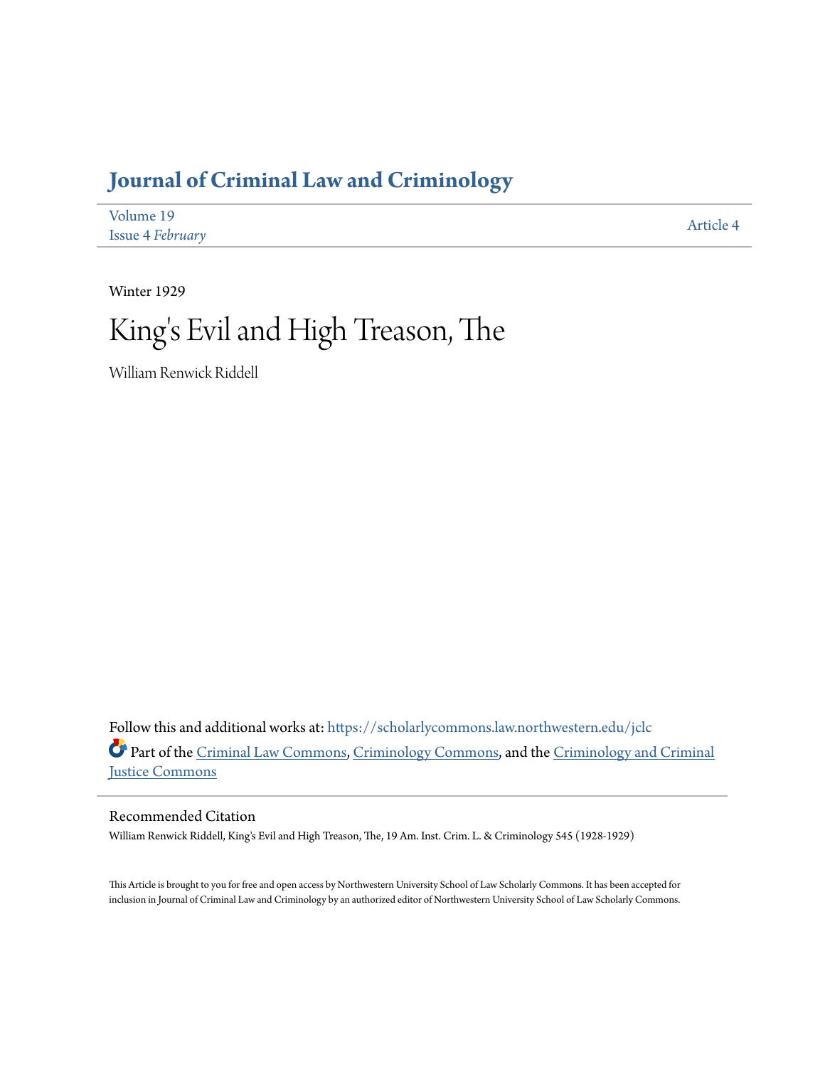# Journal of Criminal Law and Criminology

Volume 19
Issue 4 *February*

Article 4

Winter 1929

# King's Evil and High Treason, The

William Renwick Riddell

Follow this and additional works at: https://scholarlycommons.law.northwestern.edu/jclc

Part of the Criminal Law Commons, Criminology Commons, and the Criminology and Criminal Justice Commons

## Recommended Citation

William Renwick Riddell, King's Evil and High Treason, The, 19 Am. Inst. Crim. L. & Criminology 545 (1928-1929)

This Article is brought to you for free and open access by Northwestern University School of Law Scholarly Commons. It has been accepted for inclusion in Journal of Criminal Law and Criminology by an authorized editor of Northwestern University School of Law Scholarly Commons.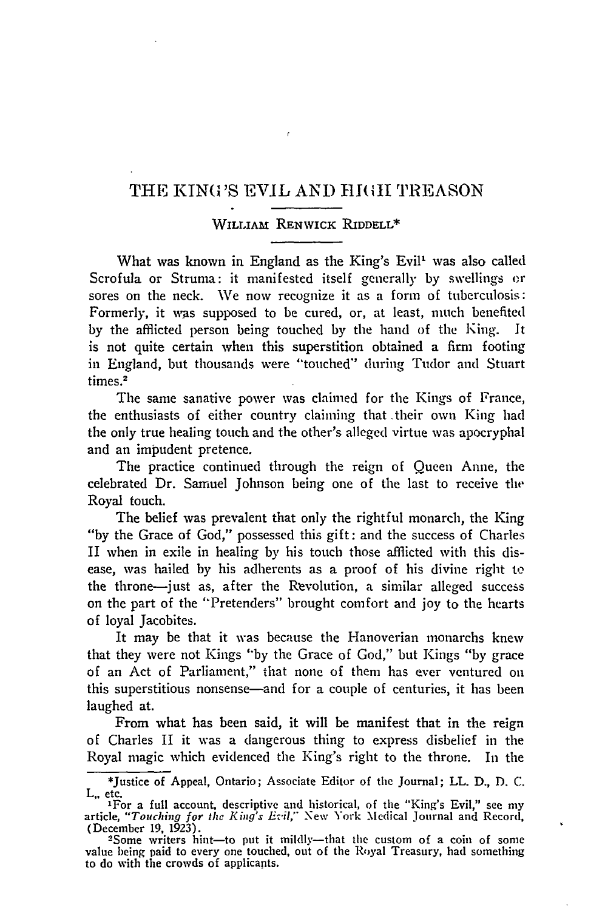# THE KING'S EVIL AND HIGH TREASON

WILLIAM RENWICK RIDDELL*

What was known in England as the King's Evil[1] was also called Scrofula or Struma: it manifested itself generally by swellings or sores on the neck. We now recognize it as a form of tuberculosis: Formerly, it was supposed to be cured, or, at least, much benefited by the afflicted person being touched by the hand of the King. It is not quite certain when this superstition obtained a firm footing in England, but thousands were "touched" during Tudor and Stuart times.[2]

The same sanative power was claimed for the Kings of France, the enthusiasts of either country claiming that their own King had the only true healing touch and the other's alleged virtue was apocryphal and an impudent pretence.

The practice continued through the reign of Queen Anne, the celebrated Dr. Samuel Johnson being one of the last to receive the Royal touch.

The belief was prevalent that only the rightful monarch, the King "by the Grace of God," possessed this gift: and the success of Charles II when in exile in healing by his touch those afflicted with this disease, was hailed by his adherents as a proof of his divine right to the throne—just as, after the Revolution, a similar alleged success on the part of the "Pretenders" brought comfort and joy to the hearts of loyal Jacobites.

It may be that it was because the Hanoverian monarchs knew that they were not Kings "by the Grace of God," but Kings "by grace of an Act of Parliament," that none of them has ever ventured on this superstitious nonsense—and for a couple of centuries, it has been laughed at.

From what has been said, it will be manifest that in the reign of Charles II it was a dangerous thing to express disbelief in the Royal magic which evidenced the King's right to the throne. In the

---

*Justice of Appeal, Ontario; Associate Editor of the Journal; LL. D., D. C. L., etc.

[1]For a full account, descriptive and historical, of the "King's Evil," see my article, "*Touching for the King's Evil*," New York Medical Journal and Record, (December 19, 1923).

[2]Some writers hint—to put it mildly—that the custom of a coin of some value being paid to every one touched, out of the Royal Treasury, had something to do with the crowds of applicants.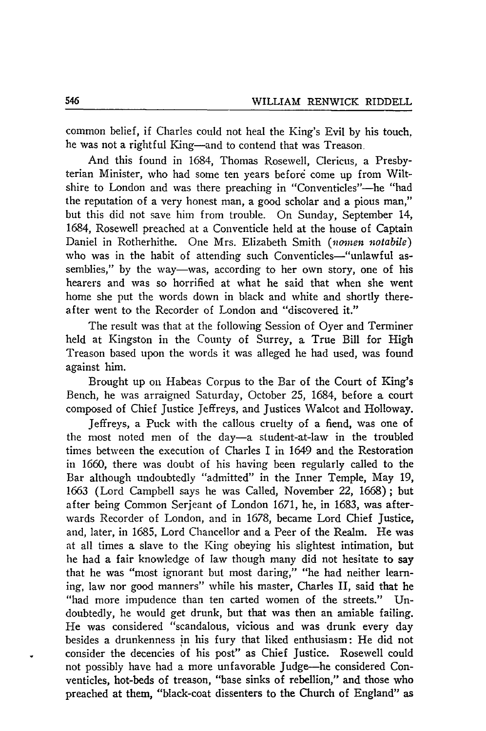common belief, if Charles could not heal the King's Evil by his touch, he was not a rightful King—and to contend that was Treason.

And this found in 1684, Thomas Rosewell, Clericus, a Presbyterian Minister, who had some ten years before come up from Wiltshire to London and was there preaching in "Conventicles"—he "had the reputation of a very honest man, a good scholar and a pious man," but this did not save him from trouble. On Sunday, September 14, 1684, Rosewell preached at a Conventicle held at the house of Captain Daniel in Rotherhithe. One Mrs. Elizabeth Smith (*nomen notabile*) who was in the habit of attending such Conventicles—"unlawful assemblies," by the way—was, according to her own story, one of his hearers and was so horrified at what he said that when she went home she put the words down in black and white and shortly thereafter went to the Recorder of London and "discovered it."

The result was that at the following Session of Oyer and Terminer held at Kingston in the County of Surrey, a True Bill for High Treason based upon the words it was alleged he had used, was found against him.

Brought up on Habeas Corpus to the Bar of the Court of King's Bench, he was arraigned Saturday, October 25, 1684, before a court composed of Chief Justice Jeffreys, and Justices Walcot and Holloway.

Jeffreys, a Puck with the callous cruelty of a fiend, was one of the most noted men of the day—a student-at-law in the troubled times between the execution of Charles I in 1649 and the Restoration in 1660, there was doubt of his having been regularly called to the Bar although undoubtedly "admitted" in the Inner Temple, May 19, 1663 (Lord Campbell says he was Called, November 22, 1668); but after being Common Serjeant of London 1671, he, in 1683, was afterwards Recorder of London, and in 1678, became Lord Chief Justice, and, later, in 1685, Lord Chancellor and a Peer of the Realm. He was at all times a slave to the King obeying his slightest intimation, but he had a fair knowledge of law though many did not hesitate to say that he was "most ignorant but most daring," "he had neither learning, law nor good manners" while his master, Charles II, said that he "had more impudence than ten carted women of the streets." Undoubtedly, he would get drunk, but that was then an amiable failing. He was considered "scandalous, vicious and was drunk every day besides a drunkenness in his fury that liked enthusiasm: He did not consider the decencies of his post" as Chief Justice. Rosewell could not possibly have had a more unfavorable Judge—he considered Conventicles, hot-beds of treason, "base sinks of rebellion," and those who preached at them, "black-coat dissenters to the Church of England" as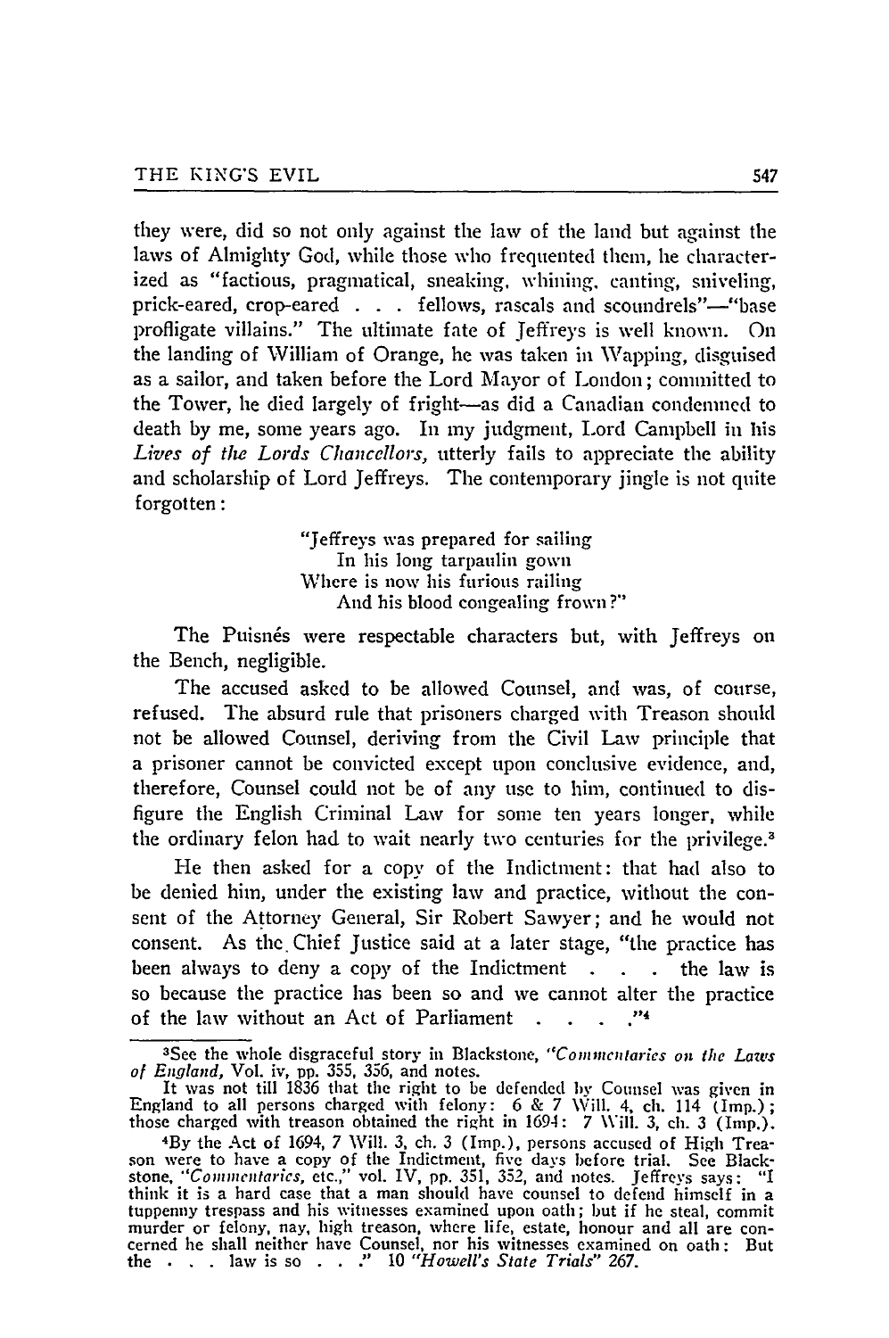they were, did so not only against the law of the land but against the laws of Almighty God, while those who frequented them, he characterized as "factious, pragmatical, sneaking, whining, canting, sniveling, prick-eared, crop-eared . . . fellows, rascals and scoundrels"—"base profligate villains." The ultimate fate of Jeffreys is well known. On the landing of William of Orange, he was taken in Wapping, disguised as a sailor, and taken before the Lord Mayor of London; committed to the Tower, he died largely of fright—as did a Canadian condemned to death by me, some years ago. In my judgment, Lord Campbell in his *Lives of the Lords Chancellors,* utterly fails to appreciate the ability and scholarship of Lord Jeffreys. The contemporary jingle is not quite forgotten:

> "Jeffreys was prepared for sailing
> In his long tarpaulin gown
> Where is now his furious railing
> And his blood congealing frown?"

The Puisnés were respectable characters but, with Jeffreys on the Bench, negligible.

The accused asked to be allowed Counsel, and was, of course, refused. The absurd rule that prisoners charged with Treason should not be allowed Counsel, deriving from the Civil Law principle that a prisoner cannot be convicted except upon conclusive evidence, and, therefore, Counsel could not be of any use to him, continued to disfigure the English Criminal Law for some ten years longer, while the ordinary felon had to wait nearly two centuries for the privilege.[3]

He then asked for a copy of the Indictment: that had also to be denied him, under the existing law and practice, without the consent of the Attorney General, Sir Robert Sawyer; and he would not consent. As the Chief Justice said at a later stage, "the practice has been always to deny a copy of the Indictment . . . the law is so because the practice has been so and we cannot alter the practice of the law without an Act of Parliament . . . ."[4]

---

[3]See the whole disgraceful story in Blackstone, *"Commentaries on the Laws of England,* Vol. iv, pp. 355, 356, and notes.

It was not till 1836 that the right to be defended by Counsel was given in England to all persons charged with felony: 6 & 7 Will. 4, ch. 114 (Imp.); those charged with treason obtained the right in 1694: 7 Will. 3, ch. 3 (Imp.).

[4]By the Act of 1694, 7 Will. 3, ch. 3 (Imp.), persons accused of High Treason were to have a copy of the Indictment, five days before trial. See Blackstone, *"Commentaries, etc.,"* vol. IV, pp. 351, 352, and notes. Jeffreys says: "I think it is a hard case that a man should have counsel to defend himself in a tuppenny trespass and his witnesses examined upon oath; but if he steal, commit murder or felony, nay, high treason, where life, estate, honour and all are concerned he shall neither have Counsel, nor his witnesses examined on oath: But the . . . law is so . . ." 10 *"Howell's State Trials"* 267.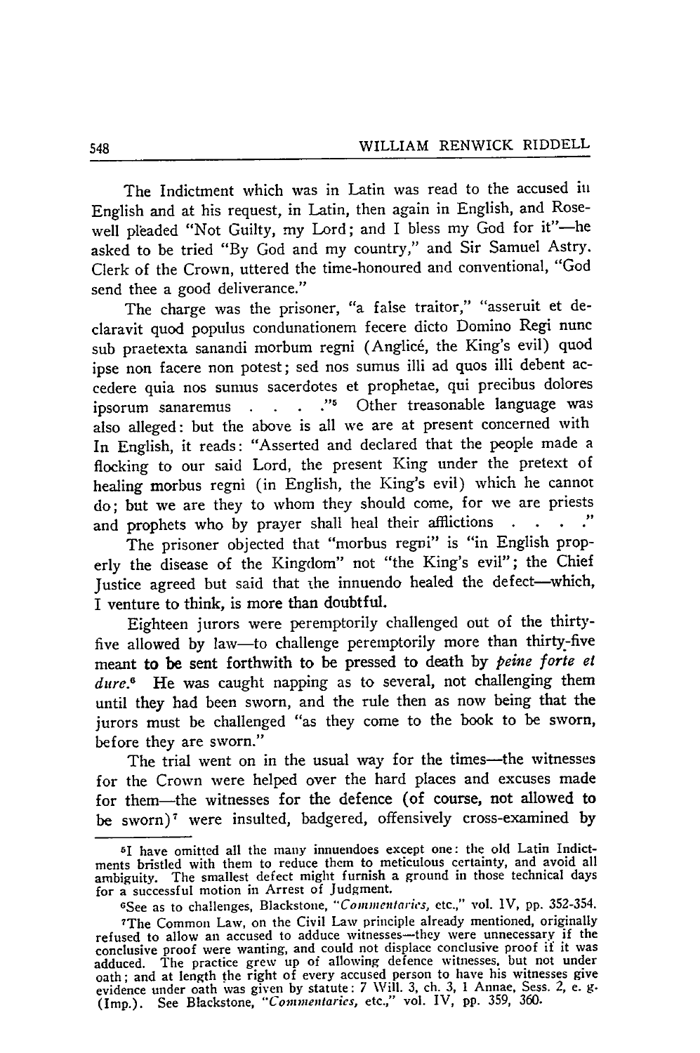The Indictment which was in Latin was read to the accused in English and at his request, in Latin, then again in English, and Rosewell pleaded "Not Guilty, my Lord; and I bless my God for it"—he asked to be tried "By God and my country," and Sir Samuel Astry. Clerk of the Crown, uttered the time-honoured and conventional, "God send thee a good deliverance."

The charge was the prisoner, "a false traitor," "asseruit et declaravit quod populus condunationem fecere dicto Domino Regi nunc sub praetexta sanandi morbum regni (Anglicé, the King's evil) quod ipse non facere non potest; sed nos sumus illi ad quos illi debent accedere quia nos sumus sacerdotes et prophetae, qui precibus dolores ipsorum sanaremus . . . ."[5] Other treasonable language was also alleged: but the above is all we are at present concerned with In English, it reads: "Asserted and declared that the people made a flocking to our said Lord, the present King under the pretext of healing morbus regni (in English, the King's evil) which he cannot do; but we are they to whom they should come, for we are priests and prophets who by prayer shall heal their afflictions . . . ."

The prisoner objected that "morbus regni" is "in English properly the disease of the Kingdom" not "the King's evil"; the Chief Justice agreed but said that the innuendo healed the defect—which, I venture to think, is more than doubtful.

Eighteen jurors were peremptorily challenged out of the thirty-five allowed by law—to challenge peremptorily more than thirty-five meant to be sent forthwith to be pressed to death by *peine forte et dure*.[6] He was caught napping as to several, not challenging them until they had been sworn, and the rule then as now being that the jurors must be challenged "as they come to the book to be sworn, before they are sworn."

The trial went on in the usual way for the times—the witnesses for the Crown were helped over the hard places and excuses made for them—the witnesses for the defence (of course, not allowed to be sworn)[7] were insulted, badgered, offensively cross-examined by

---

[5] I have omitted all the many innuendoes except one: the old Latin Indictments bristled with them to reduce them to meticulous certainty, and avoid all ambiguity. The smallest defect might furnish a ground in those technical days for a successful motion in Arrest of Judgment.

[6] See as to challenges, Blackstone, "*Commentaries*, etc.," vol. IV, pp. 352-354.

[7] The Common Law, on the Civil Law principle already mentioned, originally refused to allow an accused to adduce witnesses—they were unnecessary if the conclusive proof were wanting, and could not displace conclusive proof if it was adduced. The practice grew up of allowing defence witnesses, but not under oath; and at length the right of every accused person to have his witnesses give evidence under oath was given by statute: 7 Will. 3, ch. 3, 1 Annae, Sess. 2, e. g. (Imp.). See Blackstone, "*Commentaries*, etc.," vol. IV, pp. 359, 360.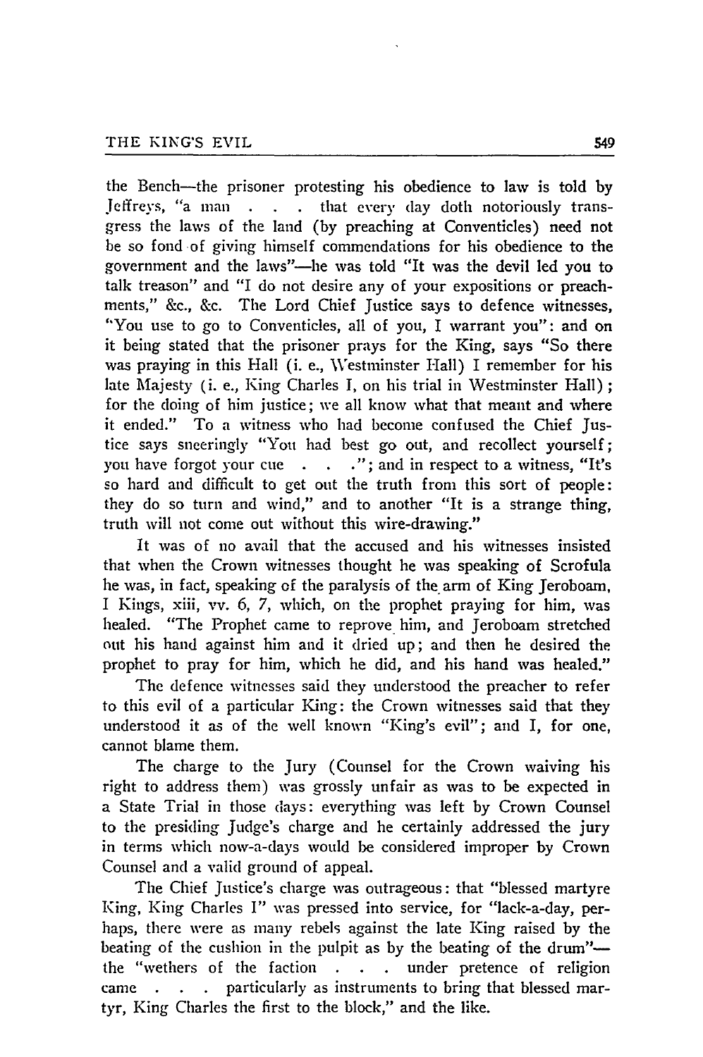the Bench—the prisoner protesting his obedience to law is told by Jeffreys, "a man . . . that every day doth notoriously transgress the laws of the land (by preaching at Conventicles) need not be so fond of giving himself commendations for his obedience to the government and the laws"—he was told "It was the devil led you to talk treason" and "I do not desire any of your expositions or preachments," &c., &c. The Lord Chief Justice says to defence witnesses, "You use to go to Conventicles, all of you, I warrant you": and on it being stated that the prisoner prays for the King, says "So there was praying in this Hall (i. e., Westminster Hall) I remember for his late Majesty (i. e., King Charles I, on his trial in Westminster Hall); for the doing of him justice; we all know what that meant and where it ended." To a witness who had become confused the Chief Justice says sneeringly "You had best go out, and recollect yourself; you have forgot your cue . . ."; and in respect to a witness, "It's so hard and difficult to get out the truth from this sort of people: they do so turn and wind," and to another "It is a strange thing, truth will not come out without this wire-drawing."

It was of no avail that the accused and his witnesses insisted that when the Crown witnesses thought he was speaking of Scrofula he was, in fact, speaking of the paralysis of the arm of King Jeroboam, I Kings, xiii, vv. 6, 7, which, on the prophet praying for him, was healed. "The Prophet came to reprove him, and Jeroboam stretched out his hand against him and it dried up; and then he desired the prophet to pray for him, which he did, and his hand was healed."

The defence witnesses said they understood the preacher to refer to this evil of a particular King: the Crown witnesses said that they understood it as of the well known "King's evil"; and I, for one, cannot blame them.

The charge to the Jury (Counsel for the Crown waiving his right to address them) was grossly unfair as was to be expected in a State Trial in those days: everything was left by Crown Counsel to the presiding Judge's charge and he certainly addressed the jury in terms which now-a-days would be considered improper by Crown Counsel and a valid ground of appeal.

The Chief Justice's charge was outrageous: that "blessed martyre King, King Charles I" was pressed into service, for "lack-a-day, perhaps, there were as many rebels against the late King raised by the beating of the cushion in the pulpit as by the beating of the drum"—the "wethers of the faction . . . under pretence of religion came . . . particularly as instruments to bring that blessed martyr, King Charles the first to the block," and the like.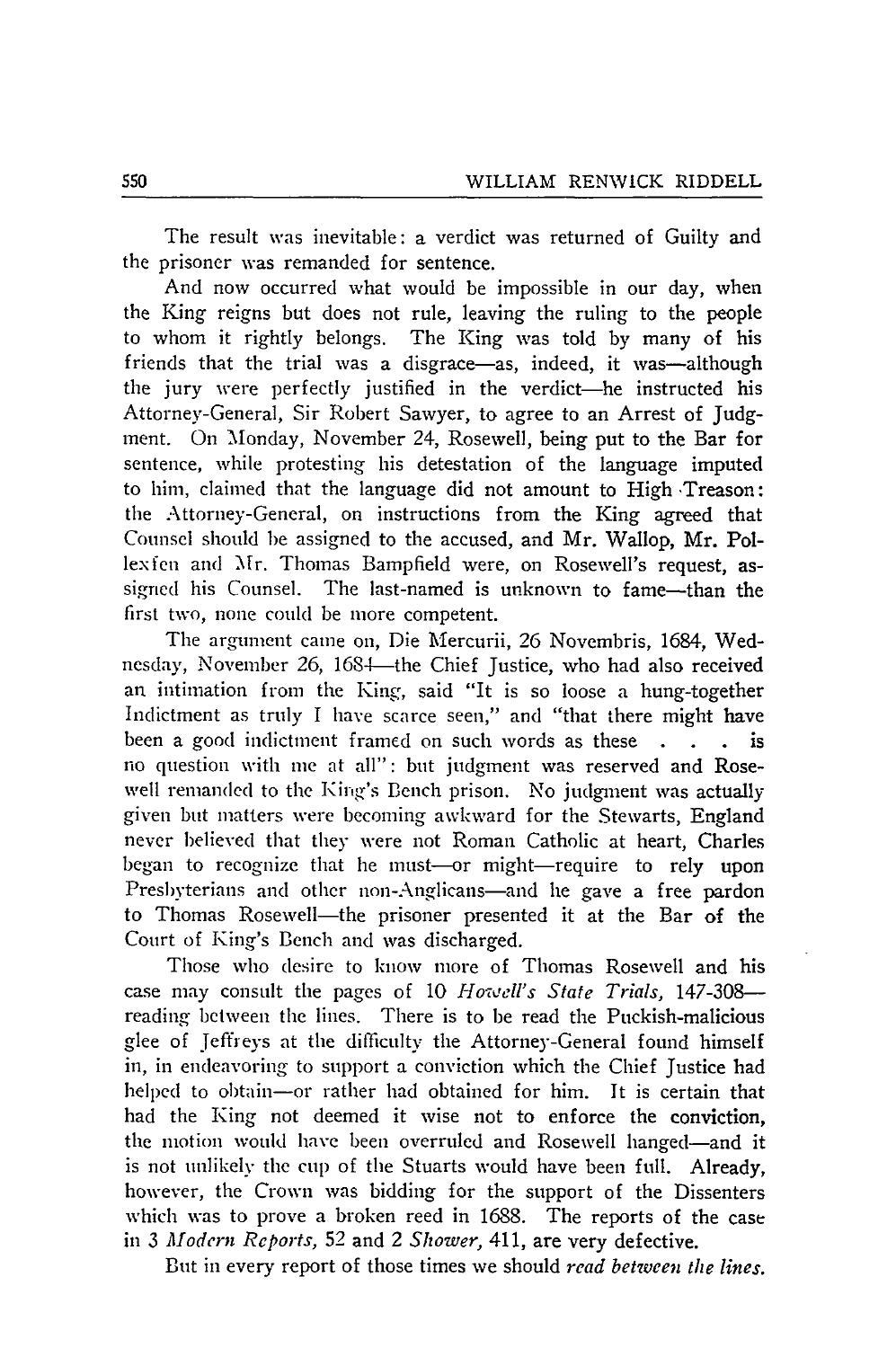The result was inevitable: a verdict was returned of Guilty and the prisoner was remanded for sentence.

And now occurred what would be impossible in our day, when the King reigns but does not rule, leaving the ruling to the people to whom it rightly belongs. The King was told by many of his friends that the trial was a disgrace—as, indeed, it was—although the jury were perfectly justified in the verdict—he instructed his Attorney-General, Sir Robert Sawyer, to agree to an Arrest of Judgment. On Monday, November 24, Rosewell, being put to the Bar for sentence, while protesting his detestation of the language imputed to him, claimed that the language did not amount to High Treason: the Attorney-General, on instructions from the King agreed that Counsel should be assigned to the accused, and Mr. Wallop, Mr. Pollexfen and Mr. Thomas Bampfield were, on Rosewell's request, assigned his Counsel. The last-named is unknown to fame—than the first two, none could be more competent.

The argument came on, Die Mercurii, 26 Novembris, 1684, Wednesday, November 26, 1684—the Chief Justice, who had also received an intimation from the King, said "It is so loose a hung-together Indictment as truly I have scarce seen," and "that there might have been a good indictment framed on such words as these . . . is no question with me at all": but judgment was reserved and Rosewell remanded to the King's Bench prison. No judgment was actually given but matters were becoming awkward for the Stewarts, England never believed that they were not Roman Catholic at heart, Charles began to recognize that he must—or might—require to rely upon Presbyterians and other non-Anglicans—and he gave a free pardon to Thomas Rosewell—the prisoner presented it at the Bar of the Court of King's Bench and was discharged.

Those who desire to know more of Thomas Rosewell and his case may consult the pages of 10 *Howell's State Trials,* 147-308—reading between the lines. There is to be read the Puckish-malicious glee of Jeffreys at the difficulty the Attorney-General found himself in, in endeavoring to support a conviction which the Chief Justice had helped to obtain—or rather had obtained for him. It is certain that had the King not deemed it wise not to enforce the conviction, the motion would have been overruled and Rosewell hanged—and it is not unlikely the cup of the Stuarts would have been full. Already, however, the Crown was bidding for the support of the Dissenters which was to prove a broken reed in 1688. The reports of the case in 3 *Modern Reports,* 52 and 2 *Shower,* 411, are very defective.

But in every report of those times we should *read between the lines.*